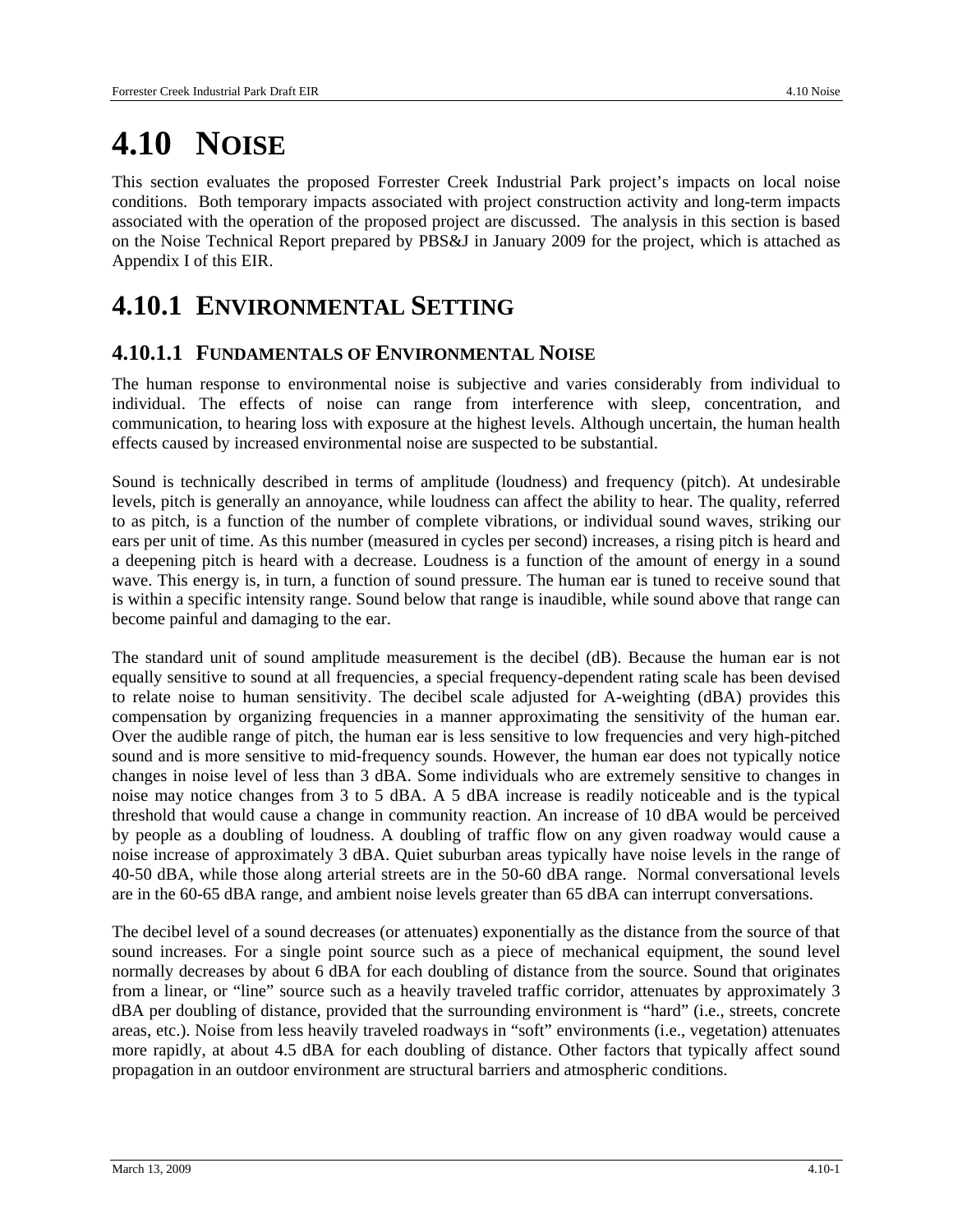# 4.10 NOISE

This section evaluates the proposed Forrester Creek Industrial Park project's impacts on local noise conditions. Both temporary impacts associated with project construction activity and long-term impacts associated with the operation of the proposed project are discussed. The analysis in this section is based on the Noise Technical Report prepared by PBS&J in January 2009 for the project, which is attached as Appendix I of this EIR.

## 4.10.1 ENVIRONMENTAL SETTING

### 4.10.1.1 FUNDAMENTALS OF ENVIRONMENTAL NOISE

The human response to environmental noise is subjective and varies considerably from individual to individual. The effects of noise can range from interference with sleep, concentration, and communication, to hearing loss with exposure at the highest levels. Although uncertain, the human health effects caused by increased environmental noise are suspected to be substantial.

Sound is technically described in terms of amplitude (loudness) and frequency (pitch). At undesirable levels, pitch is generally an annoyance, while loudness can affect the ability to hear. The quality, referred to as pitch, is a function of the number of complete vibrations, or individual sound waves, striking our ears per unit of time. As this number (measured in cycles per second) increases, a rising pitch is heard and a deepening pitch is heard with a decrease. Loudness is a function of the amount of energy in a sound wave. This energy is, in turn, a function of sound pressure. The human ear is tuned to receive sound that is within a specific intensity range. Sound below that range is inaudible, while sound above that range can become painful and damaging to the ear.

The standard unit of sound amplitude measurement is the decibel (dB). Because the human ear is not equally sensitive to sound at all frequencies, a special frequency-dependent rating scale has been devised to relate noise to human sensitivity. The decibel scale adjusted for A-weighting (dBA) provides this compensation by organizing frequencies in a manner approximating the sensitivity of the human ear. Over the audible range of pitch, the human ear is less sensitive to low frequencies and very high-pitched sound and is more sensitive to mid-frequency sounds. However, the human ear does not typically notice changes in noise level of less than 3 dBA. Some individuals who are extremely sensitive to changes in noise may notice changes from 3 to 5 dBA. A 5 dBA increase is readily noticeable and is the typical threshold that would cause a change in community reaction. An increase of 10 dBA would be perceived by people as a doubling of loudness. A doubling of traffic flow on any given roadway would cause a noise increase of approximately 3 dBA. Quiet suburban areas typically have noise levels in the range of 40-50 dBA, while those along arterial streets are in the 50-60 dBA range. Normal conversational levels are in the 60-65 dBA range, and ambient noise levels greater than 65 dBA can interrupt conversations.

The decibel level of a sound decreases (or attenuates) exponentially as the distance from the source of that sound increases. For a single point source such as a piece of mechanical equipment, the sound level normally decreases by about 6 dBA for each doubling of distance from the source. Sound that originates from a linear, or "line" source such as a heavily traveled traffic corridor, attenuates by approximately 3 dBA per doubling of distance, provided that the surrounding environment is "hard" (i.e., streets, concrete areas, etc.). Noise from less heavily traveled roadways in "soft" environments (i.e., vegetation) attenuates more rapidly, at about 4.5 dBA for each doubling of distance. Other factors that typically affect sound propagation in an outdoor environment are structural barriers and atmospheric conditions.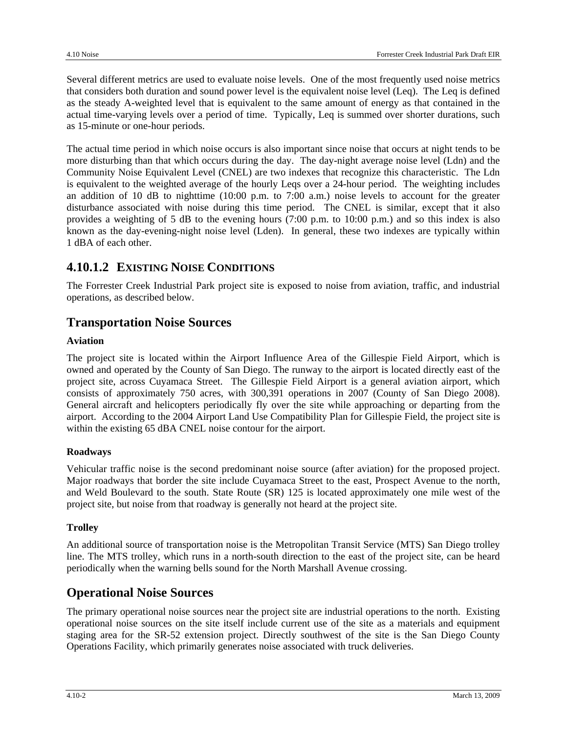Several different metrics are used to evaluate noise levels. One of the most frequently used noise metrics that considers both duration and sound power level is the equivalent noise level (Leq). The Leq is defined as the steady A-weighted level that is equivalent to the same amount of energy as that contained in the actual time-varying levels over a period of time. Typically, Leq is summed over shorter durations, such as 15-minute or one-hour periods.

The actual time period in which noise occurs is also important since noise that occurs at night tends to be more disturbing than that which occurs during the day. The day-night average noise level (Ldn) and the Community Noise Equivalent Level (CNEL) are two indexes that recognize this characteristic. The Ldn is equivalent to the weighted average of the hourly Leqs over a 24-hour period. The weighting includes an addition of 10 dB to nighttime (10:00 p.m. to 7:00 a.m.) noise levels to account for the greater disturbance associated with noise during this time period. The CNEL is similar, except that it also provides a weighting of 5 dB to the evening hours (7:00 p.m. to 10:00 p.m.) and so this index is also known as the day-evening-night noise level (Lden). In general, these two indexes are typically within 1 dBA of each other.

### 4.10.1.2 EXISTING NOISE CONDITIONS

The Forrester Creek Industrial Park project site is exposed to noise from aviation, traffic, and industrial operations, as described below.

## Transportation Noise Sources

**Aviation**

The project site is located within the Airport Influence Area of the Gillespie Field Airport, which is owned and operated by the County of San Diego. The runway to the airport is located directly east of the project site, across Cuyamaca Street. The Gillespie Field Airport is a general aviation airport, which consists of approximately 750 acres, with 300,391 operations in 2007 (County of San Diego 2008). General aircraft and helicopters periodically fly over the site while approaching or departing from the airport. According to the 2004 Airport Land Use Compatibility Plan for Gillespie Field, the project site is within the existing 65 dBA CNEL noise contour for the airport.

**Roadways**

Vehicular traffic noise is the second predominant noise source (after aviation) for the proposed project. Major roadways that border the site include Cuyamaca Street to the east, Prospect Avenue to the north, and Weld Boulevard to the south. State Route (SR) 125 is located approximately one mile west of the project site, but noise from that roadway is generally not heard at the project site.

**Trolley**

An additional source of transportation noise is the Metropolitan Transit Service (MTS) San Diego trolley line. The MTS trolley, which runs in a north-south direction to the east of the project site, can be heard periodically when the warning bells sound for the North Marshall Avenue crossing.

## Operational Noise Sources

The primary operational noise sources near the project site are industrial operations to the north. Existing operational noise sources on the site itself include current use of the site as a materials and equipment staging area for the SR-52 extension project. Directly southwest of the site is the San Diego County Operations Facility, which primarily generates noise associated with truck deliveries.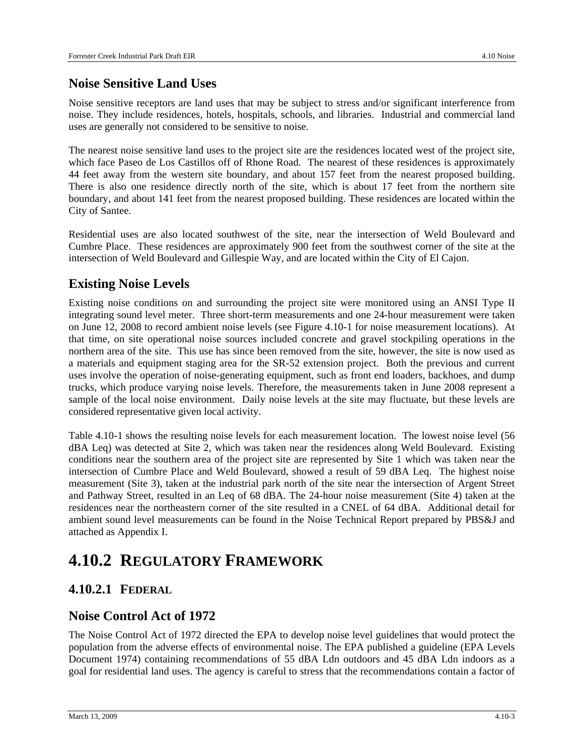## Noise Sensitive Land Uses

Noise sensitive receptors are land uses that may be subject to stress and/or significant interference from noise. They include residences, hotels, hospitals, schools, and libraries. Industrial and commercial land uses are generally not considered to be sensitive to noise.

The nearest noise sensitive land uses to the project site are the residences located west of the project site, which face Paseo de Los Castillos off of Rhone Road. The nearest of these residences is approximately 44 feet away from the western site boundary, and about 157 feet from the nearest proposed building. There is also one residence directly north of the site, which is about 17 feet from the northern site boundary, and about 141 feet from the nearest proposed building. These residences are located within the City of Santee.

Residential uses are also located southwest of the site, near the intersection of Weld Boulevard and Cumbre Place. These residences are approximately 900 feet from the southwest corner of the site at the intersection of Weld Boulevard and Gillespie Way, and are located within the City of El Cajon.

## Existing Noise Levels

Existing noise conditions on and surrounding the project site were monitored using an ANSI Type II integrating sound level meter. Three short-term measurements and one 24-hour measurement were taken on June 12, 2008 to record ambient noise levels (see Figure 4.10-1 for noise measurement locations). At that time, on site operational noise sources included concrete and gravel stockpiling operations in the northern area of the site. This use has since been removed from the site, however, the site is now used as a materials and equipment staging area for the SR-52 extension project. Both the previous and current uses involve the operation of noise-generating equipment, such as front end loaders, backhoes, and dump trucks, which produce varying noise levels. Therefore, the measurements taken in June 2008 represent a sample of the local noise environment. Daily noise levels at the site may fluctuate, but these levels are considered representative given local activity.

Table 4.10-1 shows the resulting noise levels for each measurement location. The lowest noise level (56 dBA Leq) was detected at Site 2, which was taken near the residences along Weld Boulevard. Existing conditions near the southern area of the project site are represented by Site 1 which was taken near the intersection of Cumbre Place and Weld Boulevard, showed a result of 59 dBA Leq. The highest noise measurement (Site 3), taken at the industrial park north of the site near the intersection of Argent Street and Pathway Street, resulted in an Leq of 68 dBA. The 24-hour noise measurement (Site 4) taken at the residences near the northeastern corner of the site resulted in a CNEL of 64 dBA. Additional detail for ambient sound level measurements can be found in the Noise Technical Report prepared by PBS&J and attached as Appendix I.

# 4.10.2 REGULATORY FRAMEWORK

### 4.10.2.1 FEDERAL

## Noise Control Act of 1972

The Noise Control Act of 1972 directed the EPA to develop noise level guidelines that would protect the population from the adverse effects of environmental noise. The EPA published a guideline (EPA Levels Document 1974) containing recommendations of 55 dBA Ldn outdoors and 45 dBA Ldn indoors as a goal for residential land uses. The agency is careful to stress that the recommendations contain a factor of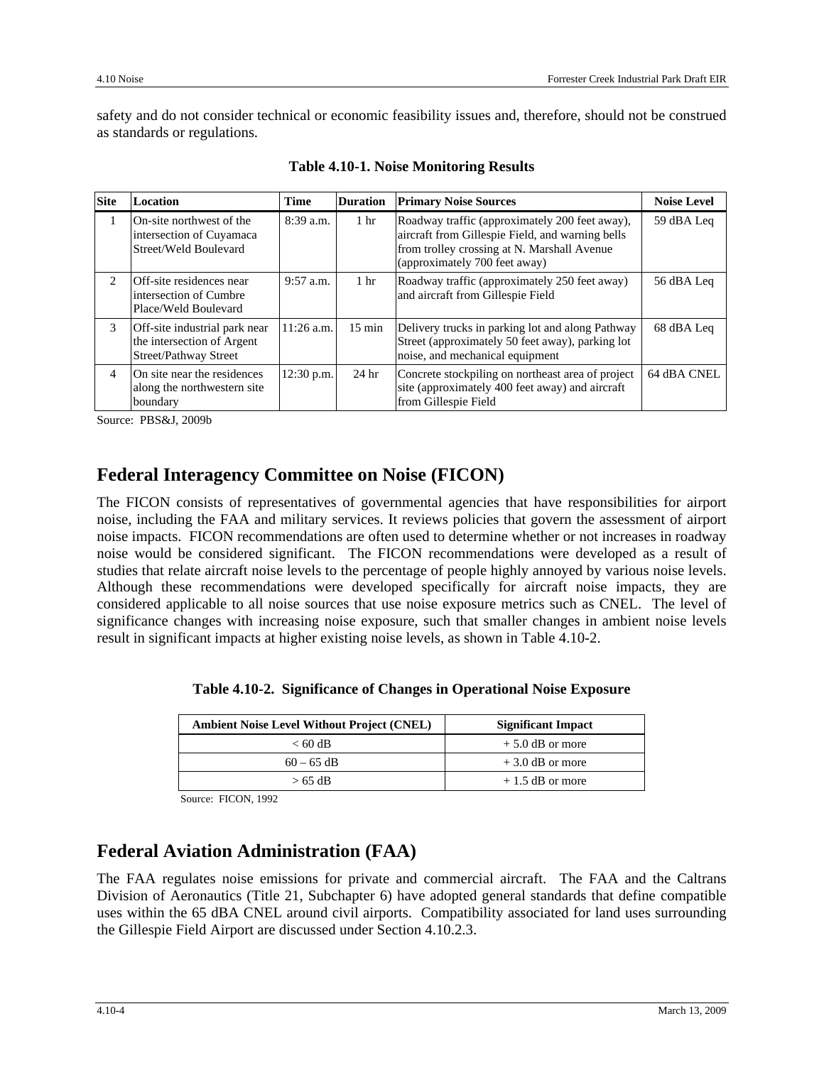safety and do not consider technical or economic feasibility issues and, therefore, should not be construed as standards or regulations.

**Table 4.10-1. Noise Monitoring Results**

| Site | Location | Time | Duration | Primary Noise Sources | Noise Level |
|---|---|---|---|---|---|
| 1 | On-site northwest of the intersection of Cuyamaca Street/Weld Boulevard | 8:39 a.m. | 1 hr | Roadway traffic (approximately 200 feet away), aircraft from Gillespie Field, and warning bells from trolley crossing at N. Marshall Avenue (approximately 700 feet away) | 59 dBA Leq |
| 2 | Off-site residences near intersection of Cumbre Place/Weld Boulevard | 9:57 a.m. | 1 hr | Roadway traffic (approximately 250 feet away) and aircraft from Gillespie Field | 56 dBA Leq |
| 3 | Off-site industrial park near the intersection of Argent Street/Pathway Street | 11:26 a.m. | 15 min | Delivery trucks in parking lot and along Pathway Street (approximately 50 feet away), parking lot noise, and mechanical equipment | 68 dBA Leq |
| 4 | On site near the residences along the northwestern site boundary | 12:30 p.m. | 24 hr | Concrete stockpiling on northeast area of project site (approximately 400 feet away) and aircraft from Gillespie Field | 64 dBA CNEL |

Source: PBS&J, 2009b

## Federal Interagency Committee on Noise (FICON)

The FICON consists of representatives of governmental agencies that have responsibilities for airport noise, including the FAA and military services. It reviews policies that govern the assessment of airport noise impacts. FICON recommendations are often used to determine whether or not increases in roadway noise would be considered significant. The FICON recommendations were developed as a result of studies that relate aircraft noise levels to the percentage of people highly annoyed by various noise levels. Although these recommendations were developed specifically for aircraft noise impacts, they are considered applicable to all noise sources that use noise exposure metrics such as CNEL. The level of significance changes with increasing noise exposure, such that smaller changes in ambient noise levels result in significant impacts at higher existing noise levels, as shown in Table 4.10-2.

**Table 4.10-2. Significance of Changes in Operational Noise Exposure**

| Ambient Noise Level Without Project (CNEL) | Significant Impact |
|---|---|
| < 60 dB | + 5.0 dB or more |
| 60 – 65 dB | + 3.0 dB or more |
| > 65 dB | + 1.5 dB or more |

Source: FICON, 1992

## Federal Aviation Administration (FAA)

The FAA regulates noise emissions for private and commercial aircraft. The FAA and the Caltrans Division of Aeronautics (Title 21, Subchapter 6) have adopted general standards that define compatible uses within the 65 dBA CNEL around civil airports. Compatibility associated for land uses surrounding the Gillespie Field Airport are discussed under Section 4.10.2.3.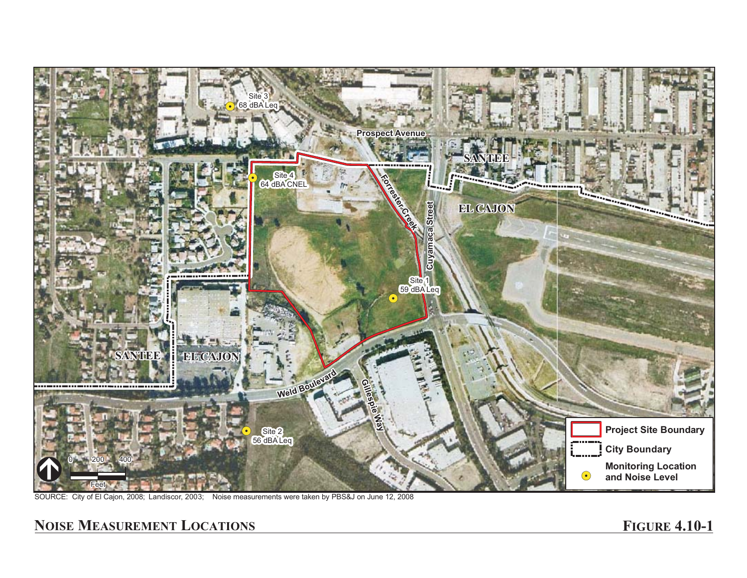SOURCE: City of El Cajon, 2008; Landiscor, 2003; Noise measurements were taken by PBS&J on June 12, 2008

**NOISE MEASUREMENT LOCATIONS** **FIGURE 4.10-1**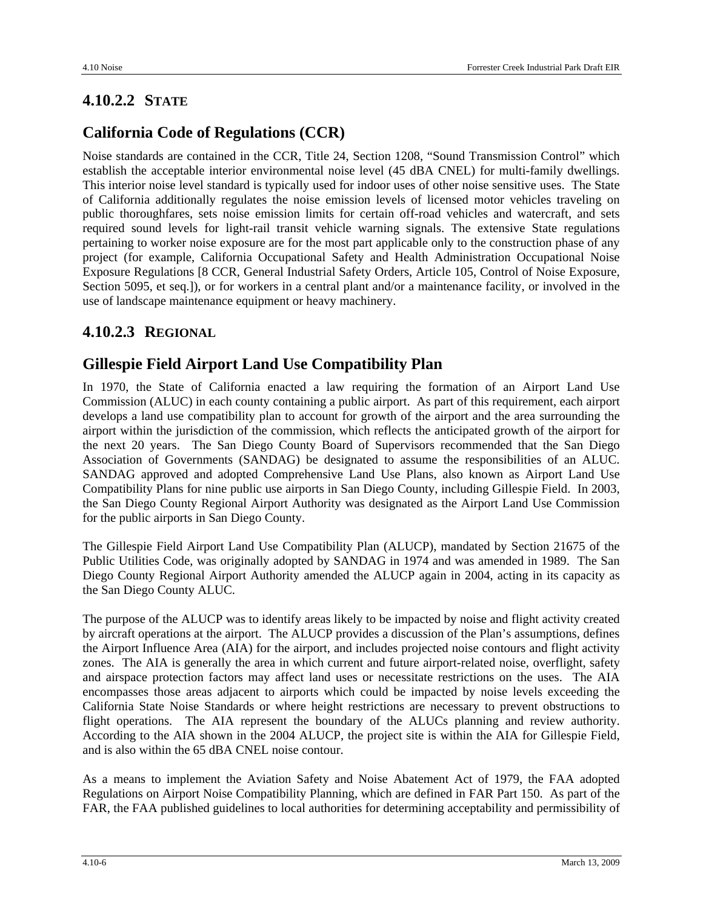### 4.10.2.2 STATE

## California Code of Regulations (CCR)

Noise standards are contained in the CCR, Title 24, Section 1208, "Sound Transmission Control" which establish the acceptable interior environmental noise level (45 dBA CNEL) for multi-family dwellings. This interior noise level standard is typically used for indoor uses of other noise sensitive uses. The State of California additionally regulates the noise emission levels of licensed motor vehicles traveling on public thoroughfares, sets noise emission limits for certain off-road vehicles and watercraft, and sets required sound levels for light-rail transit vehicle warning signals. The extensive State regulations pertaining to worker noise exposure are for the most part applicable only to the construction phase of any project (for example, California Occupational Safety and Health Administration Occupational Noise Exposure Regulations [8 CCR, General Industrial Safety Orders, Article 105, Control of Noise Exposure, Section 5095, et seq.]), or for workers in a central plant and/or a maintenance facility, or involved in the use of landscape maintenance equipment or heavy machinery.

### 4.10.2.3 REGIONAL

## Gillespie Field Airport Land Use Compatibility Plan

In 1970, the State of California enacted a law requiring the formation of an Airport Land Use Commission (ALUC) in each county containing a public airport. As part of this requirement, each airport develops a land use compatibility plan to account for growth of the airport and the area surrounding the airport within the jurisdiction of the commission, which reflects the anticipated growth of the airport for the next 20 years. The San Diego County Board of Supervisors recommended that the San Diego Association of Governments (SANDAG) be designated to assume the responsibilities of an ALUC. SANDAG approved and adopted Comprehensive Land Use Plans, also known as Airport Land Use Compatibility Plans for nine public use airports in San Diego County, including Gillespie Field. In 2003, the San Diego County Regional Airport Authority was designated as the Airport Land Use Commission for the public airports in San Diego County.

The Gillespie Field Airport Land Use Compatibility Plan (ALUCP), mandated by Section 21675 of the Public Utilities Code, was originally adopted by SANDAG in 1974 and was amended in 1989. The San Diego County Regional Airport Authority amended the ALUCP again in 2004, acting in its capacity as the San Diego County ALUC.

The purpose of the ALUCP was to identify areas likely to be impacted by noise and flight activity created by aircraft operations at the airport. The ALUCP provides a discussion of the Plan's assumptions, defines the Airport Influence Area (AIA) for the airport, and includes projected noise contours and flight activity zones. The AIA is generally the area in which current and future airport-related noise, overflight, safety and airspace protection factors may affect land uses or necessitate restrictions on the uses. The AIA encompasses those areas adjacent to airports which could be impacted by noise levels exceeding the California State Noise Standards or where height restrictions are necessary to prevent obstructions to flight operations. The AIA represent the boundary of the ALUCs planning and review authority. According to the AIA shown in the 2004 ALUCP, the project site is within the AIA for Gillespie Field, and is also within the 65 dBA CNEL noise contour.

As a means to implement the Aviation Safety and Noise Abatement Act of 1979, the FAA adopted Regulations on Airport Noise Compatibility Planning, which are defined in FAR Part 150. As part of the FAR, the FAA published guidelines to local authorities for determining acceptability and permissibility of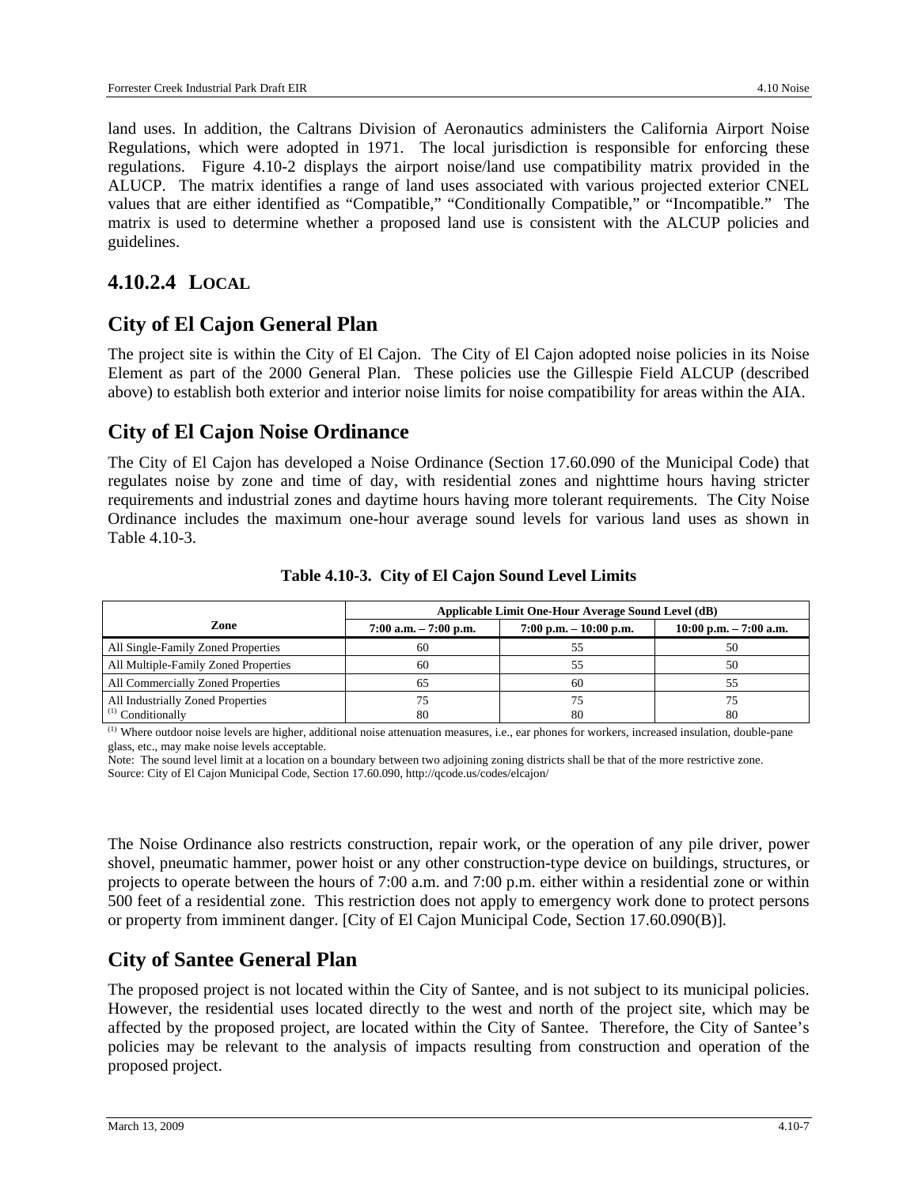land uses. In addition, the Caltrans Division of Aeronautics administers the California Airport Noise Regulations, which were adopted in 1971. The local jurisdiction is responsible for enforcing these regulations. Figure 4.10-2 displays the airport noise/land use compatibility matrix provided in the ALUCP. The matrix identifies a range of land uses associated with various projected exterior CNEL values that are either identified as "Compatible," "Conditionally Compatible," or "Incompatible." The matrix is used to determine whether a proposed land use is consistent with the ALCUP policies and guidelines.

### 4.10.2.4 LOCAL

## City of El Cajon General Plan

The project site is within the City of El Cajon. The City of El Cajon adopted noise policies in its Noise Element as part of the 2000 General Plan. These policies use the Gillespie Field ALCUP (described above) to establish both exterior and interior noise limits for noise compatibility for areas within the AIA.

## City of El Cajon Noise Ordinance

The City of El Cajon has developed a Noise Ordinance (Section 17.60.090 of the Municipal Code) that regulates noise by zone and time of day, with residential zones and nighttime hours having stricter requirements and industrial zones and daytime hours having more tolerant requirements. The City Noise Ordinance includes the maximum one-hour average sound levels for various land uses as shown in Table 4.10-3.

**Table 4.10-3. City of El Cajon Sound Level Limits**

| Zone | Applicable Limit One-Hour Average Sound Level (dB) | | |
|---|---|---|---|
| | 7:00 a.m. – 7:00 p.m. | 7:00 p.m. – 10:00 p.m. | 10:00 p.m. – 7:00 a.m. |
| All Single-Family Zoned Properties | 60 | 55 | 50 |
| All Multiple-Family Zoned Properties | 60 | 55 | 50 |
| All Commercially Zoned Properties | 65 | 60 | 55 |
| All Industrially Zoned Properties | 75 | 75 | 75 |
| (1) Conditionally | 80 | 80 | 80 |

(1) Where outdoor noise levels are higher, additional noise attenuation measures, i.e., ear phones for workers, increased insulation, double-pane glass, etc., may make noise levels acceptable.

Note: The sound level limit at a location on a boundary between two adjoining zoning districts shall be that of the more restrictive zone.

Source: City of El Cajon Municipal Code, Section 17.60.090, http://qcode.us/codes/elcajon/

The Noise Ordinance also restricts construction, repair work, or the operation of any pile driver, power shovel, pneumatic hammer, power hoist or any other construction-type device on buildings, structures, or projects to operate between the hours of 7:00 a.m. and 7:00 p.m. either within a residential zone or within 500 feet of a residential zone. This restriction does not apply to emergency work done to protect persons or property from imminent danger. [City of El Cajon Municipal Code, Section 17.60.090(B)].

## City of Santee General Plan

The proposed project is not located within the City of Santee, and is not subject to its municipal policies. However, the residential uses located directly to the west and north of the project site, which may be affected by the proposed project, are located within the City of Santee. Therefore, the City of Santee's policies may be relevant to the analysis of impacts resulting from construction and operation of the proposed project.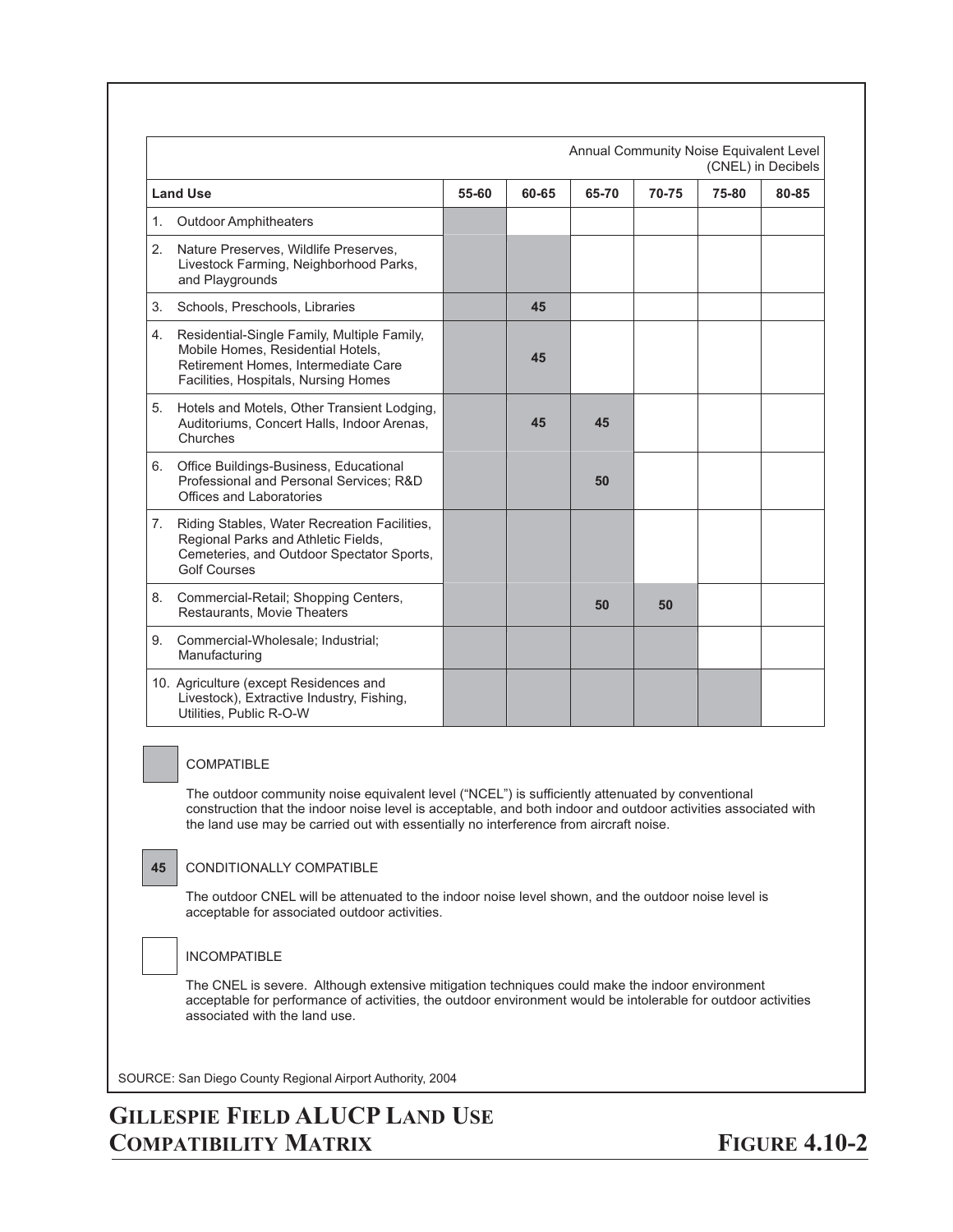| Land Use | Annual Community Noise Equivalent Level (CNEL) in Decibels | | | | | |
|---|---|---|---|---|---|---|
| | 55-60 | 60-65 | 65-70 | 70-75 | 75-80 | 80-85 |
| 1. Outdoor Amphitheaters | ■ | | | | | |
| 2. Nature Preserves, Wildlife Preserves, Livestock Farming, Neighborhood Parks, and Playgrounds | ■ | ■ | | | | |
| 3. Schools, Preschools, Libraries | ■ | 45 | | | | |
| 4. Residential-Single Family, Multiple Family, Mobile Homes, Residential Hotels, Retirement Homes, Intermediate Care Facilities, Hospitals, Nursing Homes | ■ | 45 | | | | |
| 5. Hotels and Motels, Other Transient Lodging, Auditoriums, Concert Halls, Indoor Arenas, Churches | ■ | 45 | 45 | | | |
| 6. Office Buildings-Business, Educational Professional and Personal Services; R&D Offices and Laboratories | ■ | ■ | 50 | | | |
| 7. Riding Stables, Water Recreation Facilities, Regional Parks and Athletic Fields, Cemeteries, and Outdoor Spectator Sports, Golf Courses | ■ | ■ | ■ | | | |
| 8. Commercial-Retail; Shopping Centers, Restaurants, Movie Theaters | ■ | ■ | 50 | 50 | | |
| 9. Commercial-Wholesale; Industrial; Manufacturing | ■ | ■ | ■ | ■ | | |
| 10. Agriculture (except Residences and Livestock), Extractive Industry, Fishing, Utilities, Public R-O-W | ■ | ■ | ■ | ■ | ■ | |

■ COMPATIBLE

The outdoor community noise equivalent level ("NCEL") is sufficiently attenuated by conventional construction that the indoor noise level is acceptable, and both indoor and outdoor activities associated with the land use may be carried out with essentially no interference from aircraft noise.

45 CONDITIONALLY COMPATIBLE

The outdoor CNEL will be attenuated to the indoor noise level shown, and the outdoor noise level is acceptable for associated outdoor activities.

□ INCOMPATIBLE

The CNEL is severe. Although extensive mitigation techniques could make the indoor environment acceptable for performance of activities, the outdoor environment would be intolerable for outdoor activities associated with the land use.

SOURCE: San Diego County Regional Airport Authority, 2004

**GILLESPIE FIELD ALUCP LAND USE COMPATIBILITY MATRIX** — **FIGURE 4.10-2**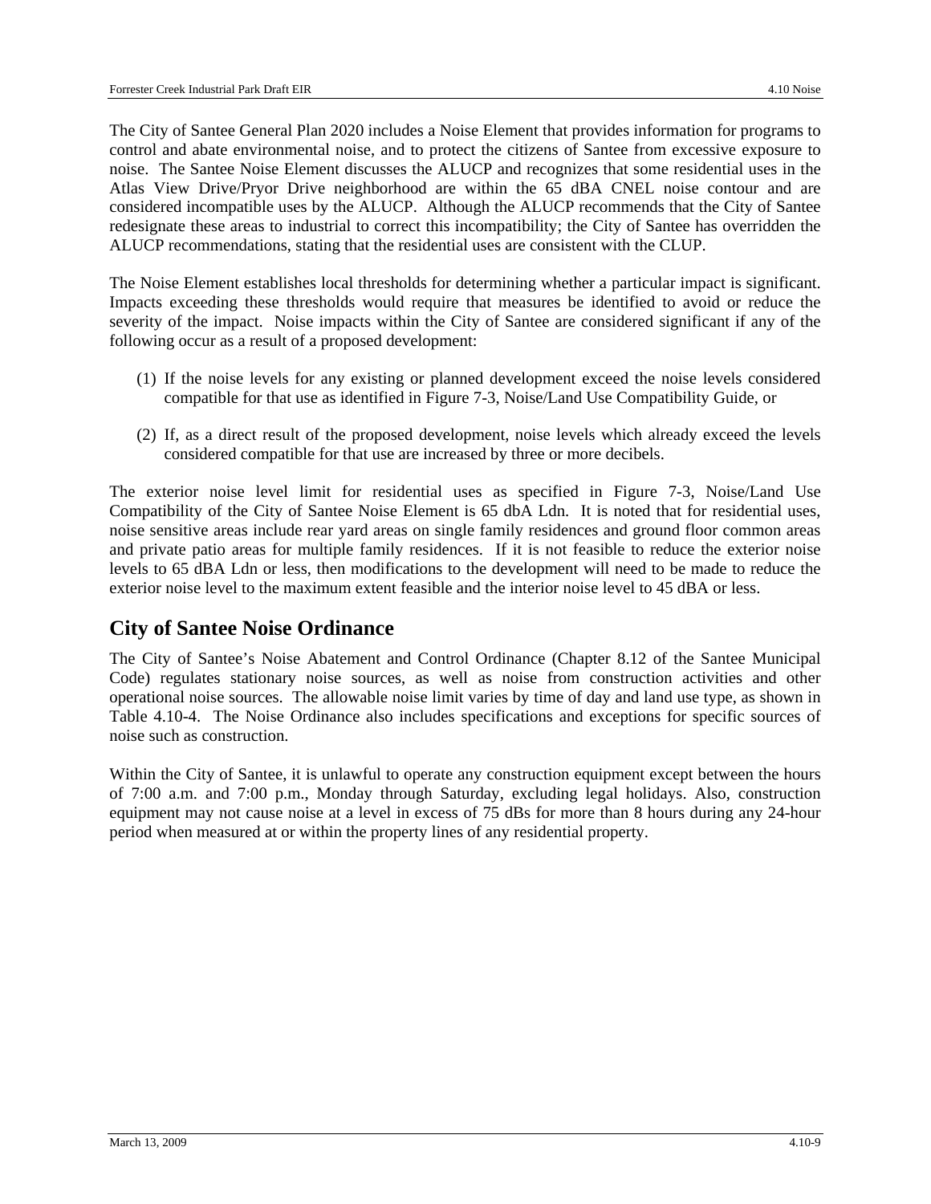The City of Santee General Plan 2020 includes a Noise Element that provides information for programs to control and abate environmental noise, and to protect the citizens of Santee from excessive exposure to noise. The Santee Noise Element discusses the ALUCP and recognizes that some residential uses in the Atlas View Drive/Pryor Drive neighborhood are within the 65 dBA CNEL noise contour and are considered incompatible uses by the ALUCP. Although the ALUCP recommends that the City of Santee redesignate these areas to industrial to correct this incompatibility; the City of Santee has overridden the ALUCP recommendations, stating that the residential uses are consistent with the CLUP.

The Noise Element establishes local thresholds for determining whether a particular impact is significant. Impacts exceeding these thresholds would require that measures be identified to avoid or reduce the severity of the impact. Noise impacts within the City of Santee are considered significant if any of the following occur as a result of a proposed development:

(1) If the noise levels for any existing or planned development exceed the noise levels considered compatible for that use as identified in Figure 7-3, Noise/Land Use Compatibility Guide, or

(2) If, as a direct result of the proposed development, noise levels which already exceed the levels considered compatible for that use are increased by three or more decibels.

The exterior noise level limit for residential uses as specified in Figure 7-3, Noise/Land Use Compatibility of the City of Santee Noise Element is 65 dbA Ldn. It is noted that for residential uses, noise sensitive areas include rear yard areas on single family residences and ground floor common areas and private patio areas for multiple family residences. If it is not feasible to reduce the exterior noise levels to 65 dBA Ldn or less, then modifications to the development will need to be made to reduce the exterior noise level to the maximum extent feasible and the interior noise level to 45 dBA or less.

## City of Santee Noise Ordinance

The City of Santee's Noise Abatement and Control Ordinance (Chapter 8.12 of the Santee Municipal Code) regulates stationary noise sources, as well as noise from construction activities and other operational noise sources. The allowable noise limit varies by time of day and land use type, as shown in Table 4.10-4. The Noise Ordinance also includes specifications and exceptions for specific sources of noise such as construction.

Within the City of Santee, it is unlawful to operate any construction equipment except between the hours of 7:00 a.m. and 7:00 p.m., Monday through Saturday, excluding legal holidays. Also, construction equipment may not cause noise at a level in excess of 75 dBs for more than 8 hours during any 24-hour period when measured at or within the property lines of any residential property.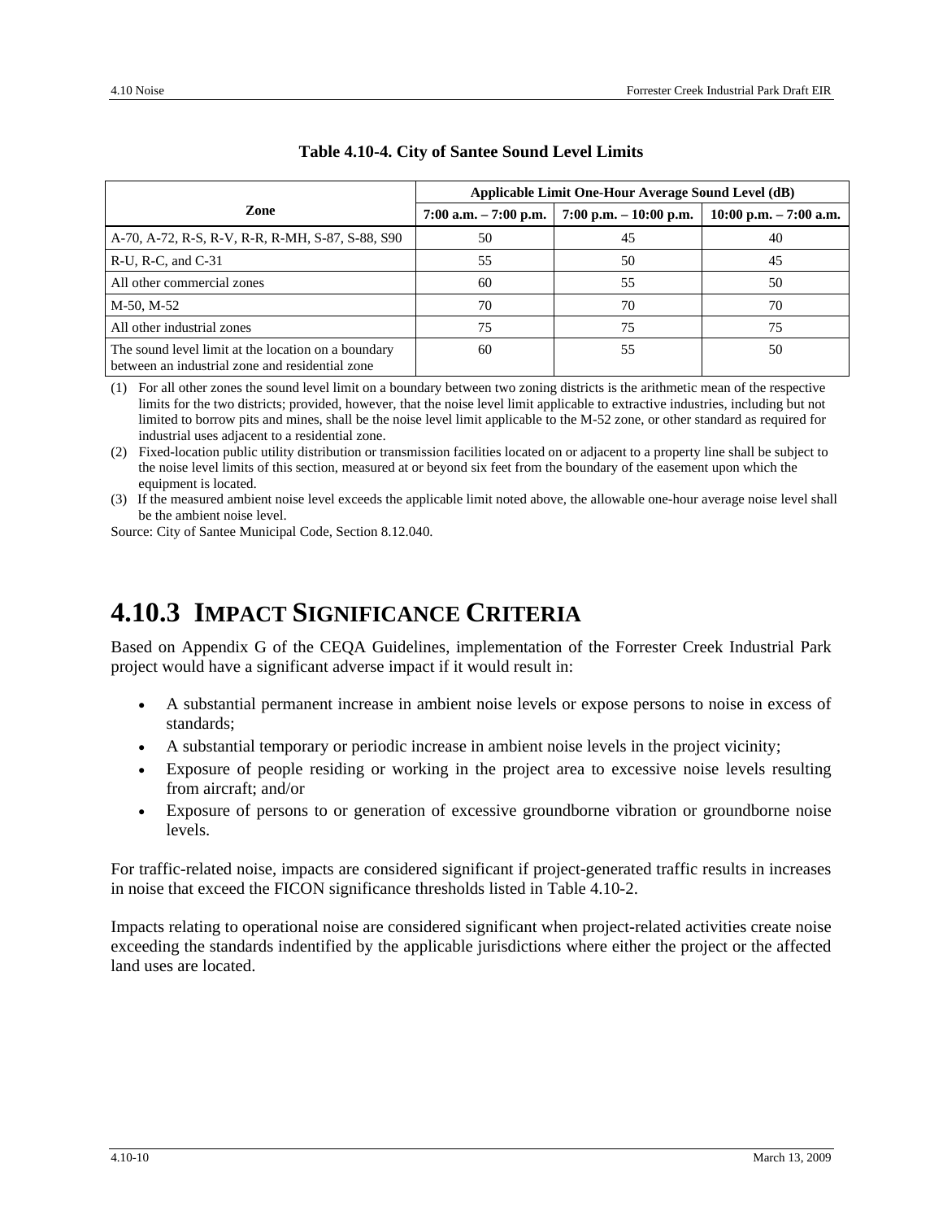**Table 4.10-4. City of Santee Sound Level Limits**

| Zone | Applicable Limit One-Hour Average Sound Level (dB) | | |
|---|---|---|---|
| | 7:00 a.m. – 7:00 p.m. | 7:00 p.m. – 10:00 p.m. | 10:00 p.m. – 7:00 a.m. |
| A-70, A-72, R-S, R-V, R-R, R-MH, S-87, S-88, S90 | 50 | 45 | 40 |
| R-U, R-C, and C-31 | 55 | 50 | 45 |
| All other commercial zones | 60 | 55 | 50 |
| M-50, M-52 | 70 | 70 | 70 |
| All other industrial zones | 75 | 75 | 75 |
| The sound level limit at the location on a boundary between an industrial zone and residential zone | 60 | 55 | 50 |

(1) For all other zones the sound level limit on a boundary between two zoning districts is the arithmetic mean of the respective limits for the two districts; provided, however, that the noise level limit applicable to extractive industries, including but not limited to borrow pits and mines, shall be the noise level limit applicable to the M-52 zone, or other standard as required for industrial uses adjacent to a residential zone.

(2) Fixed-location public utility distribution or transmission facilities located on or adjacent to a property line shall be subject to the noise level limits of this section, measured at or beyond six feet from the boundary of the easement upon which the equipment is located.

(3) If the measured ambient noise level exceeds the applicable limit noted above, the allowable one-hour average noise level shall be the ambient noise level.

Source: City of Santee Municipal Code, Section 8.12.040.

## 4.10.3 Impact Significance Criteria

Based on Appendix G of the CEQA Guidelines, implementation of the Forrester Creek Industrial Park project would have a significant adverse impact if it would result in:

- A substantial permanent increase in ambient noise levels or expose persons to noise in excess of standards;
- A substantial temporary or periodic increase in ambient noise levels in the project vicinity;
- Exposure of people residing or working in the project area to excessive noise levels resulting from aircraft; and/or
- Exposure of persons to or generation of excessive groundborne vibration or groundborne noise levels.

For traffic-related noise, impacts are considered significant if project-generated traffic results in increases in noise that exceed the FICON significance thresholds listed in Table 4.10-2.

Impacts relating to operational noise are considered significant when project-related activities create noise exceeding the standards indentified by the applicable jurisdictions where either the project or the affected land uses are located.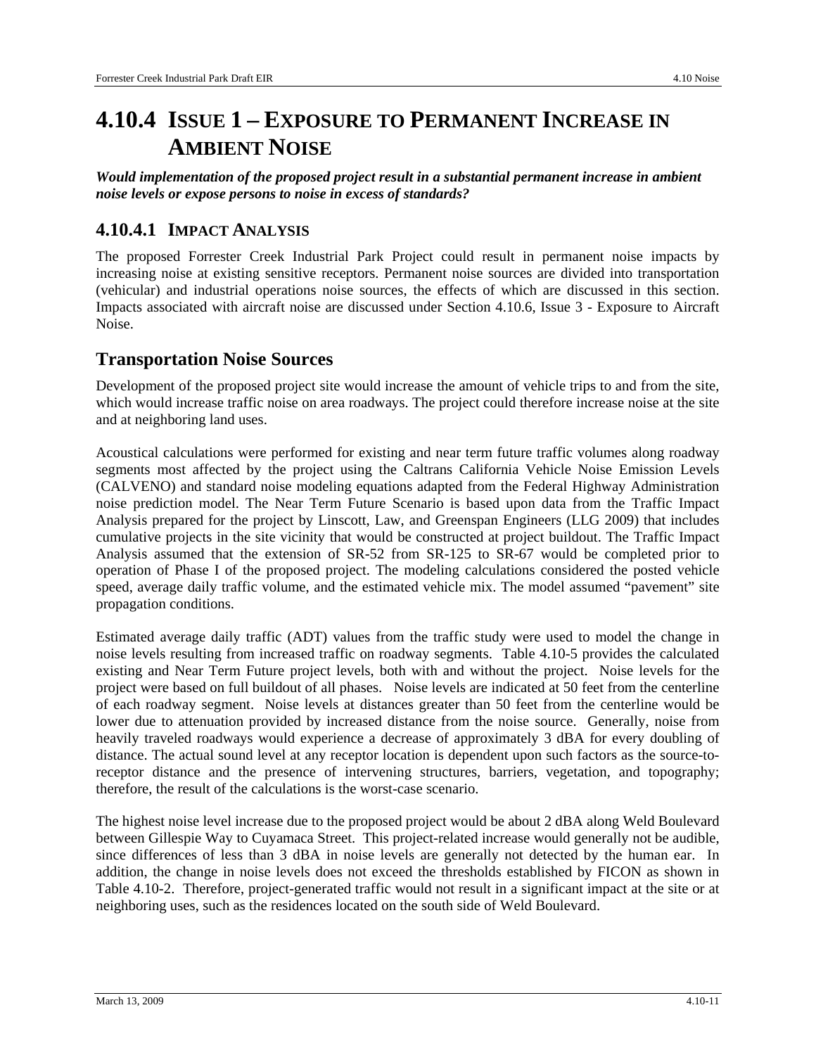# 4.10.4 ISSUE 1 – EXPOSURE TO PERMANENT INCREASE IN AMBIENT NOISE

***Would implementation of the proposed project result in a substantial permanent increase in ambient noise levels or expose persons to noise in excess of standards?***

## 4.10.4.1 IMPACT ANALYSIS

The proposed Forrester Creek Industrial Park Project could result in permanent noise impacts by increasing noise at existing sensitive receptors. Permanent noise sources are divided into transportation (vehicular) and industrial operations noise sources, the effects of which are discussed in this section. Impacts associated with aircraft noise are discussed under Section 4.10.6, Issue 3 - Exposure to Aircraft Noise.

## Transportation Noise Sources

Development of the proposed project site would increase the amount of vehicle trips to and from the site, which would increase traffic noise on area roadways. The project could therefore increase noise at the site and at neighboring land uses.

Acoustical calculations were performed for existing and near term future traffic volumes along roadway segments most affected by the project using the Caltrans California Vehicle Noise Emission Levels (CALVENO) and standard noise modeling equations adapted from the Federal Highway Administration noise prediction model. The Near Term Future Scenario is based upon data from the Traffic Impact Analysis prepared for the project by Linscott, Law, and Greenspan Engineers (LLG 2009) that includes cumulative projects in the site vicinity that would be constructed at project buildout. The Traffic Impact Analysis assumed that the extension of SR-52 from SR-125 to SR-67 would be completed prior to operation of Phase I of the proposed project. The modeling calculations considered the posted vehicle speed, average daily traffic volume, and the estimated vehicle mix. The model assumed "pavement" site propagation conditions.

Estimated average daily traffic (ADT) values from the traffic study were used to model the change in noise levels resulting from increased traffic on roadway segments. Table 4.10-5 provides the calculated existing and Near Term Future project levels, both with and without the project. Noise levels for the project were based on full buildout of all phases. Noise levels are indicated at 50 feet from the centerline of each roadway segment. Noise levels at distances greater than 50 feet from the centerline would be lower due to attenuation provided by increased distance from the noise source. Generally, noise from heavily traveled roadways would experience a decrease of approximately 3 dBA for every doubling of distance. The actual sound level at any receptor location is dependent upon such factors as the source-to-receptor distance and the presence of intervening structures, barriers, vegetation, and topography; therefore, the result of the calculations is the worst-case scenario.

The highest noise level increase due to the proposed project would be about 2 dBA along Weld Boulevard between Gillespie Way to Cuyamaca Street. This project-related increase would generally not be audible, since differences of less than 3 dBA in noise levels are generally not detected by the human ear. In addition, the change in noise levels does not exceed the thresholds established by FICON as shown in Table 4.10-2. Therefore, project-generated traffic would not result in a significant impact at the site or at neighboring uses, such as the residences located on the south side of Weld Boulevard.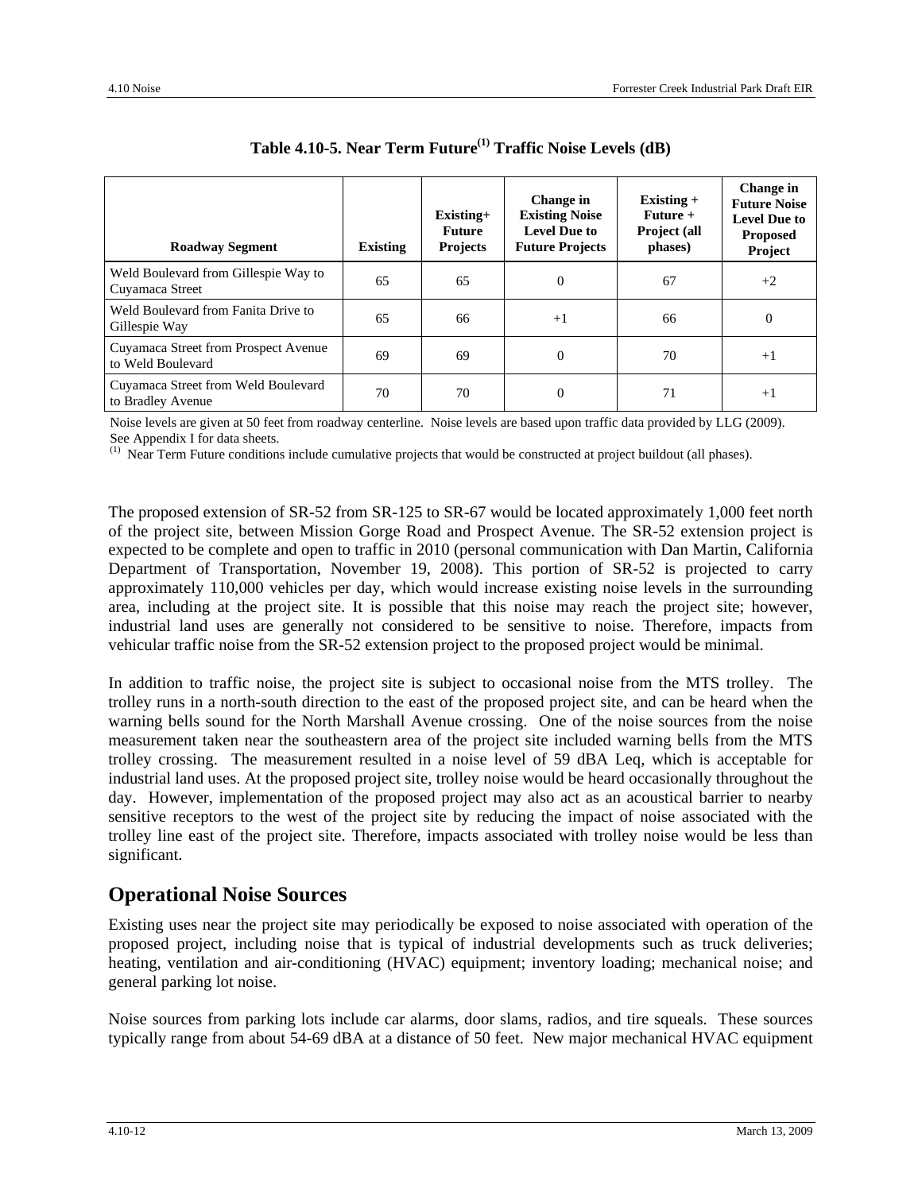**Table 4.10-5. Near Term Future[(1)] Traffic Noise Levels (dB)**

| Roadway Segment | Existing | Existing+ Future Projects | Change in Existing Noise Level Due to Future Projects | Existing + Future + Project (all phases) | Change in Future Noise Level Due to Proposed Project |
|---|---|---|---|---|---|
| Weld Boulevard from Gillespie Way to Cuyamaca Street | 65 | 65 | 0 | 67 | +2 |
| Weld Boulevard from Fanita Drive to Gillespie Way | 65 | 66 | +1 | 66 | 0 |
| Cuyamaca Street from Prospect Avenue to Weld Boulevard | 69 | 69 | 0 | 70 | +1 |
| Cuyamaca Street from Weld Boulevard to Bradley Avenue | 70 | 70 | 0 | 71 | +1 |

Noise levels are given at 50 feet from roadway centerline. Noise levels are based upon traffic data provided by LLG (2009). See Appendix I for data sheets.

(1) Near Term Future conditions include cumulative projects that would be constructed at project buildout (all phases).

The proposed extension of SR-52 from SR-125 to SR-67 would be located approximately 1,000 feet north of the project site, between Mission Gorge Road and Prospect Avenue. The SR-52 extension project is expected to be complete and open to traffic in 2010 (personal communication with Dan Martin, California Department of Transportation, November 19, 2008). This portion of SR-52 is projected to carry approximately 110,000 vehicles per day, which would increase existing noise levels in the surrounding area, including at the project site. It is possible that this noise may reach the project site; however, industrial land uses are generally not considered to be sensitive to noise. Therefore, impacts from vehicular traffic noise from the SR-52 extension project to the proposed project would be minimal.

In addition to traffic noise, the project site is subject to occasional noise from the MTS trolley. The trolley runs in a north-south direction to the east of the proposed project site, and can be heard when the warning bells sound for the North Marshall Avenue crossing. One of the noise sources from the noise measurement taken near the southeastern area of the project site included warning bells from the MTS trolley crossing. The measurement resulted in a noise level of 59 dBA Leq, which is acceptable for industrial land uses. At the proposed project site, trolley noise would be heard occasionally throughout the day. However, implementation of the proposed project may also act as an acoustical barrier to nearby sensitive receptors to the west of the project site by reducing the impact of noise associated with the trolley line east of the project site. Therefore, impacts associated with trolley noise would be less than significant.

## Operational Noise Sources

Existing uses near the project site may periodically be exposed to noise associated with operation of the proposed project, including noise that is typical of industrial developments such as truck deliveries; heating, ventilation and air-conditioning (HVAC) equipment; inventory loading; mechanical noise; and general parking lot noise.

Noise sources from parking lots include car alarms, door slams, radios, and tire squeals. These sources typically range from about 54-69 dBA at a distance of 50 feet. New major mechanical HVAC equipment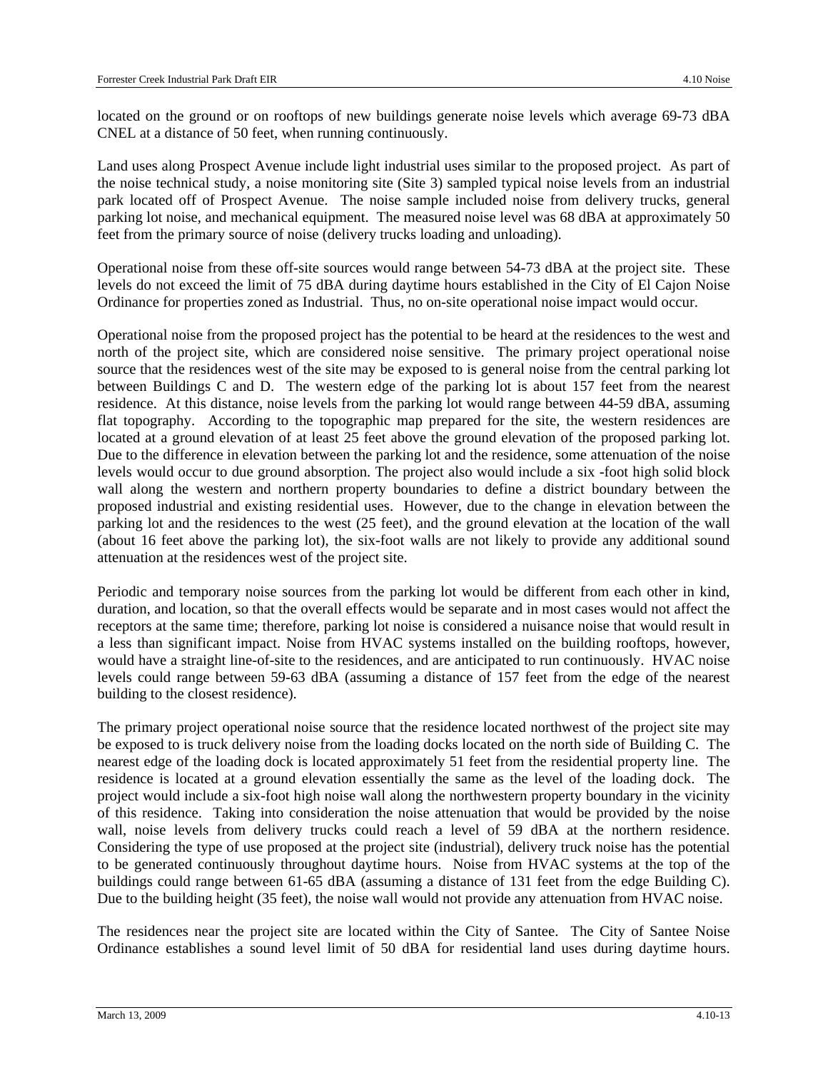located on the ground or on rooftops of new buildings generate noise levels which average 69-73 dBA CNEL at a distance of 50 feet, when running continuously.

Land uses along Prospect Avenue include light industrial uses similar to the proposed project. As part of the noise technical study, a noise monitoring site (Site 3) sampled typical noise levels from an industrial park located off of Prospect Avenue. The noise sample included noise from delivery trucks, general parking lot noise, and mechanical equipment. The measured noise level was 68 dBA at approximately 50 feet from the primary source of noise (delivery trucks loading and unloading).

Operational noise from these off-site sources would range between 54-73 dBA at the project site. These levels do not exceed the limit of 75 dBA during daytime hours established in the City of El Cajon Noise Ordinance for properties zoned as Industrial. Thus, no on-site operational noise impact would occur.

Operational noise from the proposed project has the potential to be heard at the residences to the west and north of the project site, which are considered noise sensitive. The primary project operational noise source that the residences west of the site may be exposed to is general noise from the central parking lot between Buildings C and D. The western edge of the parking lot is about 157 feet from the nearest residence. At this distance, noise levels from the parking lot would range between 44-59 dBA, assuming flat topography. According to the topographic map prepared for the site, the western residences are located at a ground elevation of at least 25 feet above the ground elevation of the proposed parking lot. Due to the difference in elevation between the parking lot and the residence, some attenuation of the noise levels would occur to due ground absorption. The project also would include a six -foot high solid block wall along the western and northern property boundaries to define a district boundary between the proposed industrial and existing residential uses. However, due to the change in elevation between the parking lot and the residences to the west (25 feet), and the ground elevation at the location of the wall (about 16 feet above the parking lot), the six-foot walls are not likely to provide any additional sound attenuation at the residences west of the project site.

Periodic and temporary noise sources from the parking lot would be different from each other in kind, duration, and location, so that the overall effects would be separate and in most cases would not affect the receptors at the same time; therefore, parking lot noise is considered a nuisance noise that would result in a less than significant impact. Noise from HVAC systems installed on the building rooftops, however, would have a straight line-of-site to the residences, and are anticipated to run continuously. HVAC noise levels could range between 59-63 dBA (assuming a distance of 157 feet from the edge of the nearest building to the closest residence).

The primary project operational noise source that the residence located northwest of the project site may be exposed to is truck delivery noise from the loading docks located on the north side of Building C. The nearest edge of the loading dock is located approximately 51 feet from the residential property line. The residence is located at a ground elevation essentially the same as the level of the loading dock. The project would include a six-foot high noise wall along the northwestern property boundary in the vicinity of this residence. Taking into consideration the noise attenuation that would be provided by the noise wall, noise levels from delivery trucks could reach a level of 59 dBA at the northern residence. Considering the type of use proposed at the project site (industrial), delivery truck noise has the potential to be generated continuously throughout daytime hours. Noise from HVAC systems at the top of the buildings could range between 61-65 dBA (assuming a distance of 131 feet from the edge Building C). Due to the building height (35 feet), the noise wall would not provide any attenuation from HVAC noise.

The residences near the project site are located within the City of Santee. The City of Santee Noise Ordinance establishes a sound level limit of 50 dBA for residential land uses during daytime hours.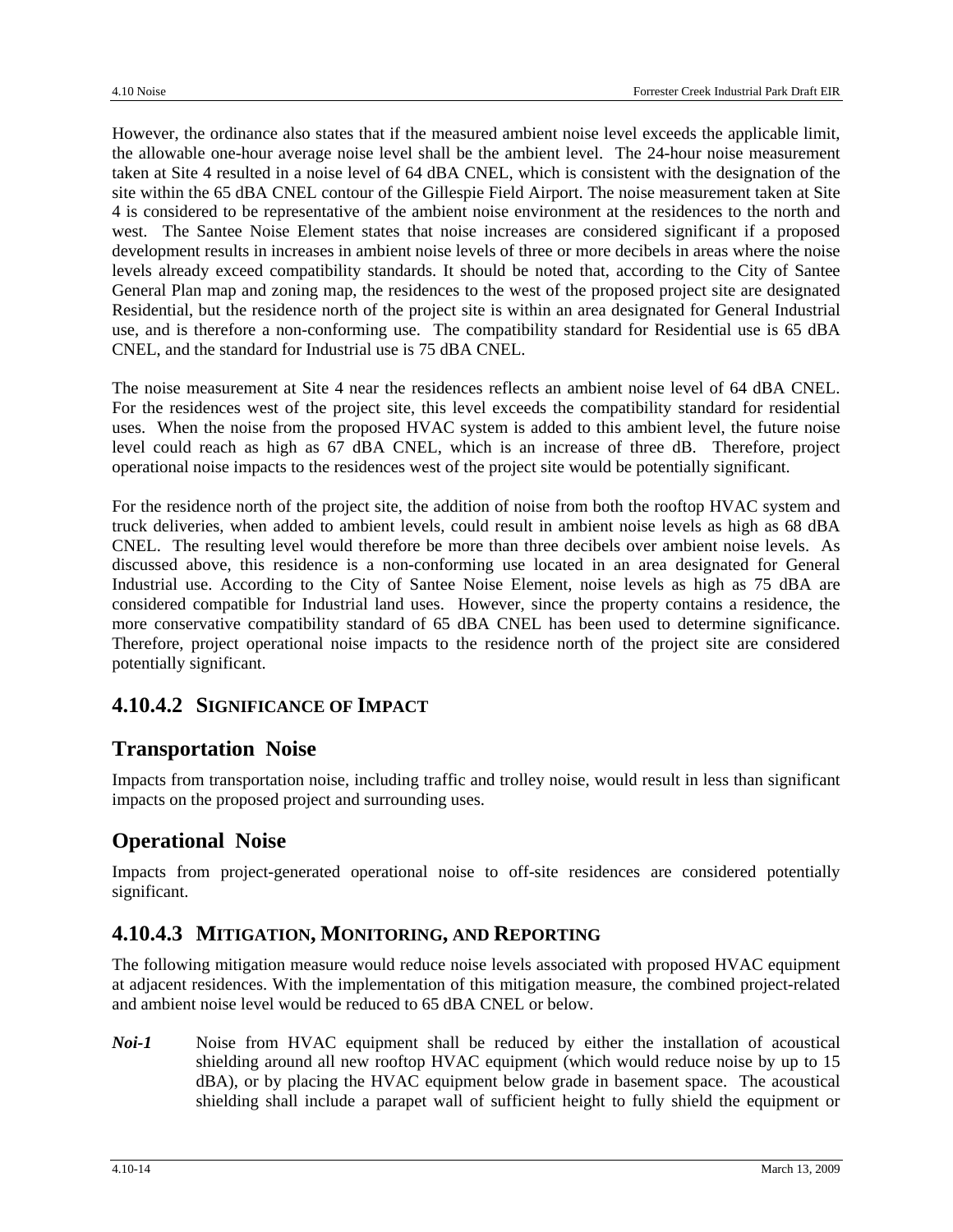However, the ordinance also states that if the measured ambient noise level exceeds the applicable limit, the allowable one-hour average noise level shall be the ambient level. The 24-hour noise measurement taken at Site 4 resulted in a noise level of 64 dBA CNEL, which is consistent with the designation of the site within the 65 dBA CNEL contour of the Gillespie Field Airport. The noise measurement taken at Site 4 is considered to be representative of the ambient noise environment at the residences to the north and west. The Santee Noise Element states that noise increases are considered significant if a proposed development results in increases in ambient noise levels of three or more decibels in areas where the noise levels already exceed compatibility standards. It should be noted that, according to the City of Santee General Plan map and zoning map, the residences to the west of the proposed project site are designated Residential, but the residence north of the project site is within an area designated for General Industrial use, and is therefore a non-conforming use. The compatibility standard for Residential use is 65 dBA CNEL, and the standard for Industrial use is 75 dBA CNEL.

The noise measurement at Site 4 near the residences reflects an ambient noise level of 64 dBA CNEL. For the residences west of the project site, this level exceeds the compatibility standard for residential uses. When the noise from the proposed HVAC system is added to this ambient level, the future noise level could reach as high as 67 dBA CNEL, which is an increase of three dB. Therefore, project operational noise impacts to the residences west of the project site would be potentially significant.

For the residence north of the project site, the addition of noise from both the rooftop HVAC system and truck deliveries, when added to ambient levels, could result in ambient noise levels as high as 68 dBA CNEL. The resulting level would therefore be more than three decibels over ambient noise levels. As discussed above, this residence is a non-conforming use located in an area designated for General Industrial use. According to the City of Santee Noise Element, noise levels as high as 75 dBA are considered compatible for Industrial land uses. However, since the property contains a residence, the more conservative compatibility standard of 65 dBA CNEL has been used to determine significance. Therefore, project operational noise impacts to the residence north of the project site are considered potentially significant.

### 4.10.4.2 Significance of Impact

## Transportation Noise

Impacts from transportation noise, including traffic and trolley noise, would result in less than significant impacts on the proposed project and surrounding uses.

## Operational Noise

Impacts from project-generated operational noise to off-site residences are considered potentially significant.

### 4.10.4.3 Mitigation, Monitoring, and Reporting

The following mitigation measure would reduce noise levels associated with proposed HVAC equipment at adjacent residences. With the implementation of this mitigation measure, the combined project-related and ambient noise level would be reduced to 65 dBA CNEL or below.

***Noi-1*** Noise from HVAC equipment shall be reduced by either the installation of acoustical shielding around all new rooftop HVAC equipment (which would reduce noise by up to 15 dBA), or by placing the HVAC equipment below grade in basement space. The acoustical shielding shall include a parapet wall of sufficient height to fully shield the equipment or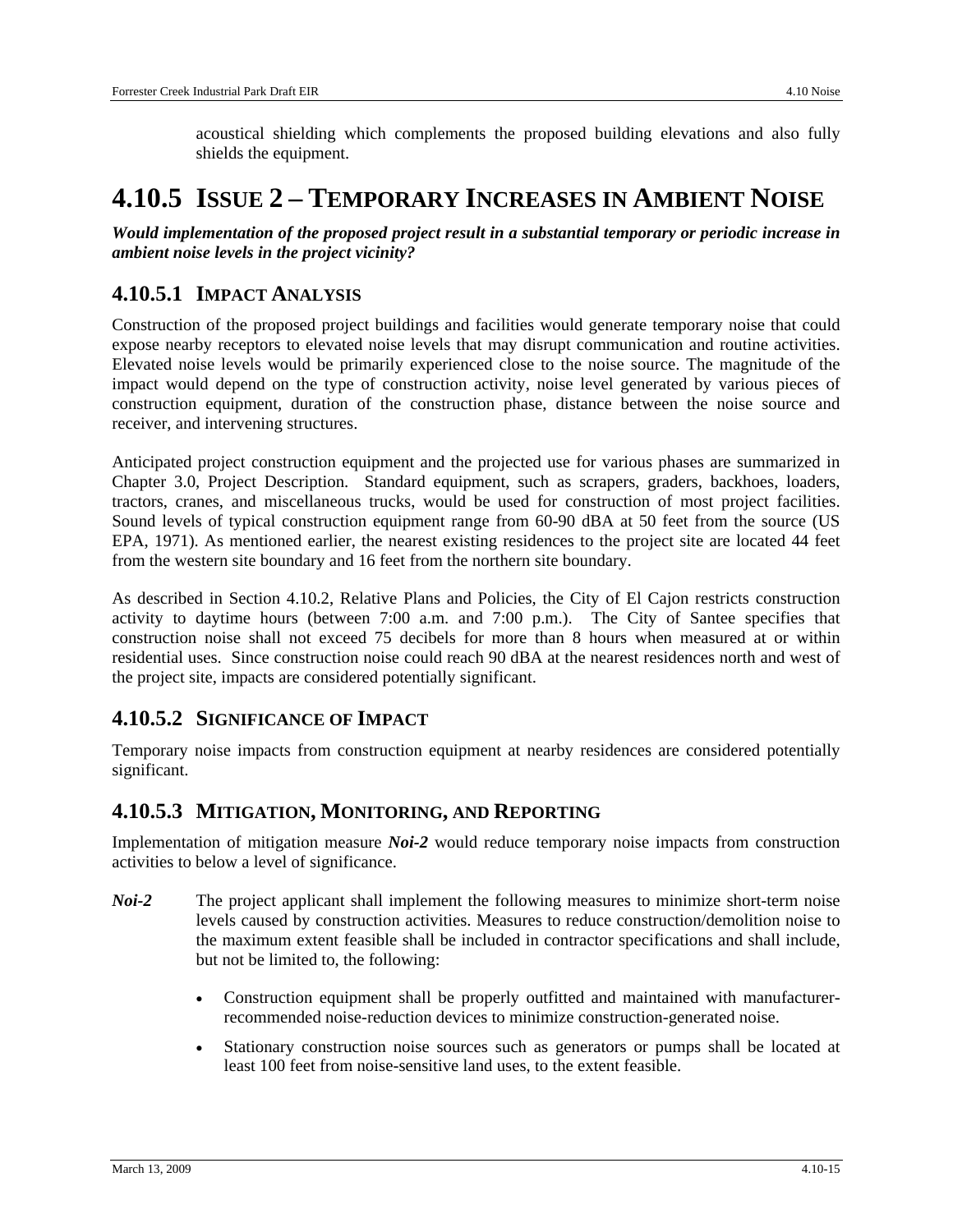acoustical shielding which complements the proposed building elevations and also fully shields the equipment.

# 4.10.5 Issue 2 – Temporary Increases in Ambient Noise

***Would implementation of the proposed project result in a substantial temporary or periodic increase in ambient noise levels in the project vicinity?***

## 4.10.5.1 Impact Analysis

Construction of the proposed project buildings and facilities would generate temporary noise that could expose nearby receptors to elevated noise levels that may disrupt communication and routine activities. Elevated noise levels would be primarily experienced close to the noise source. The magnitude of the impact would depend on the type of construction activity, noise level generated by various pieces of construction equipment, duration of the construction phase, distance between the noise source and receiver, and intervening structures.

Anticipated project construction equipment and the projected use for various phases are summarized in Chapter 3.0, Project Description. Standard equipment, such as scrapers, graders, backhoes, loaders, tractors, cranes, and miscellaneous trucks, would be used for construction of most project facilities. Sound levels of typical construction equipment range from 60-90 dBA at 50 feet from the source (US EPA, 1971). As mentioned earlier, the nearest existing residences to the project site are located 44 feet from the western site boundary and 16 feet from the northern site boundary.

As described in Section 4.10.2, Relative Plans and Policies, the City of El Cajon restricts construction activity to daytime hours (between 7:00 a.m. and 7:00 p.m.). The City of Santee specifies that construction noise shall not exceed 75 decibels for more than 8 hours when measured at or within residential uses. Since construction noise could reach 90 dBA at the nearest residences north and west of the project site, impacts are considered potentially significant.

## 4.10.5.2 Significance of Impact

Temporary noise impacts from construction equipment at nearby residences are considered potentially significant.

## 4.10.5.3 Mitigation, Monitoring, and Reporting

Implementation of mitigation measure ***Noi-2*** would reduce temporary noise impacts from construction activities to below a level of significance.

***Noi-2*** The project applicant shall implement the following measures to minimize short-term noise levels caused by construction activities. Measures to reduce construction/demolition noise to the maximum extent feasible shall be included in contractor specifications and shall include, but not be limited to, the following:

- Construction equipment shall be properly outfitted and maintained with manufacturer-recommended noise-reduction devices to minimize construction-generated noise.
- Stationary construction noise sources such as generators or pumps shall be located at least 100 feet from noise-sensitive land uses, to the extent feasible.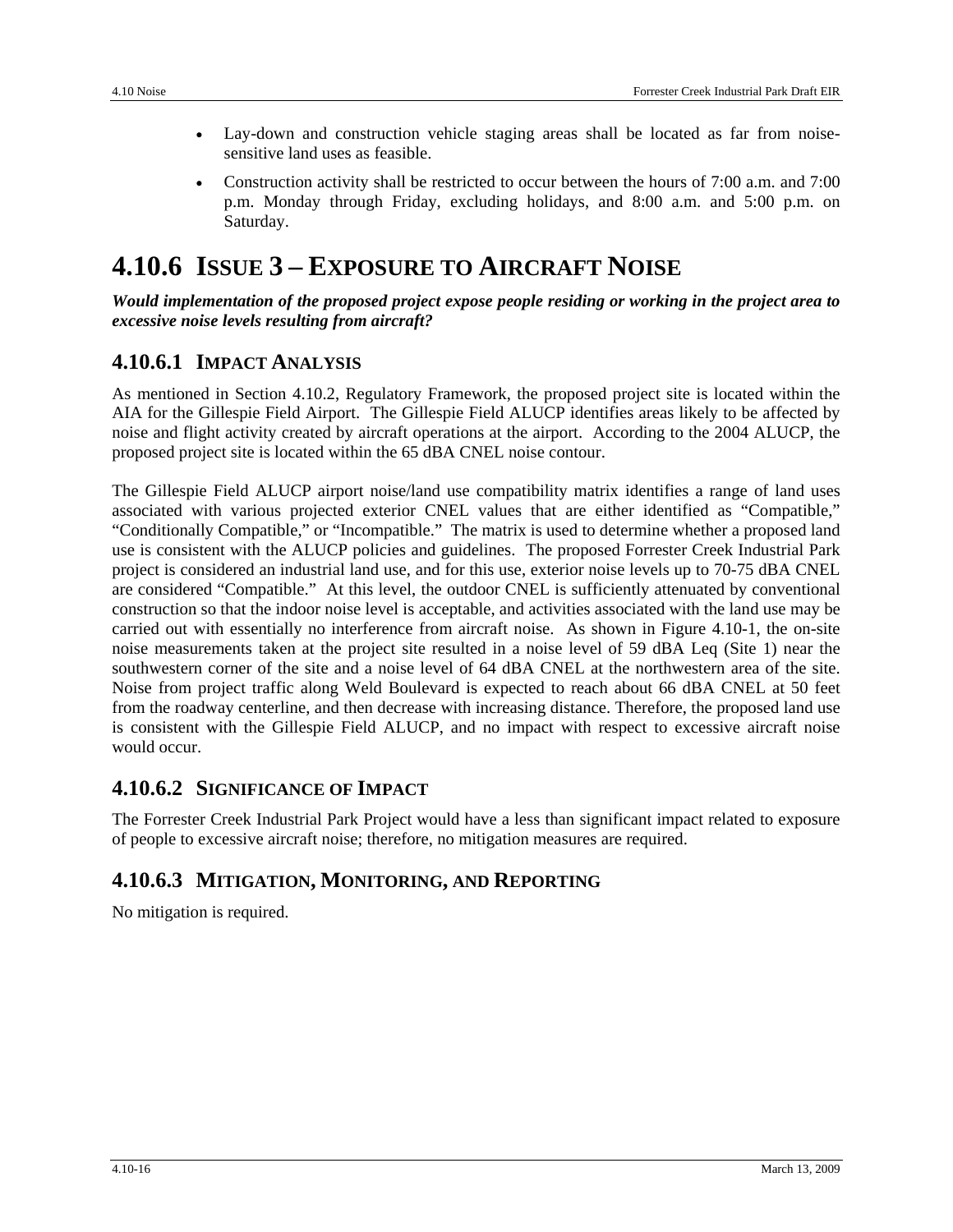- Lay-down and construction vehicle staging areas shall be located as far from noise-sensitive land uses as feasible.
- Construction activity shall be restricted to occur between the hours of 7:00 a.m. and 7:00 p.m. Monday through Friday, excluding holidays, and 8:00 a.m. and 5:00 p.m. on Saturday.

# 4.10.6 Issue 3 – Exposure to Aircraft Noise

***Would implementation of the proposed project expose people residing or working in the project area to excessive noise levels resulting from aircraft?***

## 4.10.6.1 Impact Analysis

As mentioned in Section 4.10.2, Regulatory Framework, the proposed project site is located within the AIA for the Gillespie Field Airport. The Gillespie Field ALUCP identifies areas likely to be affected by noise and flight activity created by aircraft operations at the airport. According to the 2004 ALUCP, the proposed project site is located within the 65 dBA CNEL noise contour.

The Gillespie Field ALUCP airport noise/land use compatibility matrix identifies a range of land uses associated with various projected exterior CNEL values that are either identified as "Compatible," "Conditionally Compatible," or "Incompatible." The matrix is used to determine whether a proposed land use is consistent with the ALUCP policies and guidelines. The proposed Forrester Creek Industrial Park project is considered an industrial land use, and for this use, exterior noise levels up to 70-75 dBA CNEL are considered "Compatible." At this level, the outdoor CNEL is sufficiently attenuated by conventional construction so that the indoor noise level is acceptable, and activities associated with the land use may be carried out with essentially no interference from aircraft noise. As shown in Figure 4.10-1, the on-site noise measurements taken at the project site resulted in a noise level of 59 dBA Leq (Site 1) near the southwestern corner of the site and a noise level of 64 dBA CNEL at the northwestern area of the site. Noise from project traffic along Weld Boulevard is expected to reach about 66 dBA CNEL at 50 feet from the roadway centerline, and then decrease with increasing distance. Therefore, the proposed land use is consistent with the Gillespie Field ALUCP, and no impact with respect to excessive aircraft noise would occur.

## 4.10.6.2 Significance of Impact

The Forrester Creek Industrial Park Project would have a less than significant impact related to exposure of people to excessive aircraft noise; therefore, no mitigation measures are required.

## 4.10.6.3 Mitigation, Monitoring, and Reporting

No mitigation is required.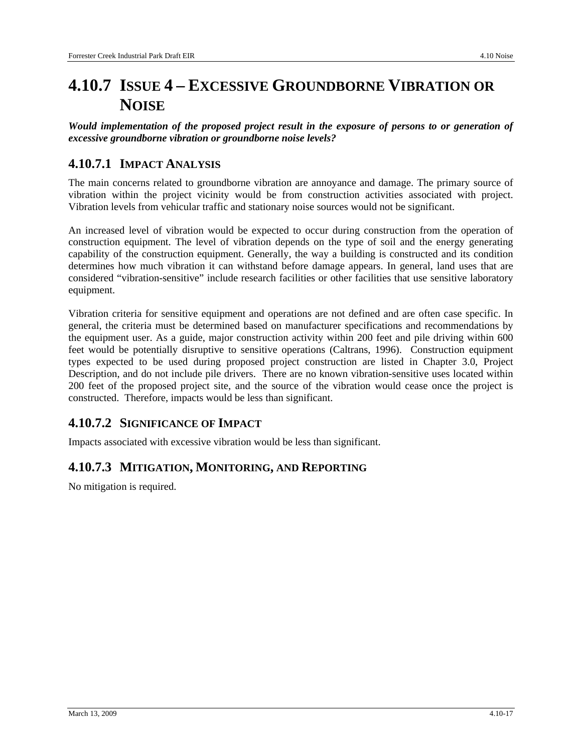## 4.10.7 ISSUE 4 – EXCESSIVE GROUNDBORNE VIBRATION OR NOISE

***Would implementation of the proposed project result in the exposure of persons to or generation of excessive groundborne vibration or groundborne noise levels?***

### 4.10.7.1 IMPACT ANALYSIS

The main concerns related to groundborne vibration are annoyance and damage. The primary source of vibration within the project vicinity would be from construction activities associated with project. Vibration levels from vehicular traffic and stationary noise sources would not be significant.

An increased level of vibration would be expected to occur during construction from the operation of construction equipment. The level of vibration depends on the type of soil and the energy generating capability of the construction equipment. Generally, the way a building is constructed and its condition determines how much vibration it can withstand before damage appears. In general, land uses that are considered "vibration-sensitive" include research facilities or other facilities that use sensitive laboratory equipment.

Vibration criteria for sensitive equipment and operations are not defined and are often case specific. In general, the criteria must be determined based on manufacturer specifications and recommendations by the equipment user. As a guide, major construction activity within 200 feet and pile driving within 600 feet would be potentially disruptive to sensitive operations (Caltrans, 1996). Construction equipment types expected to be used during proposed project construction are listed in Chapter 3.0, Project Description, and do not include pile drivers. There are no known vibration-sensitive uses located within 200 feet of the proposed project site, and the source of the vibration would cease once the project is constructed. Therefore, impacts would be less than significant.

### 4.10.7.2 SIGNIFICANCE OF IMPACT

Impacts associated with excessive vibration would be less than significant.

### 4.10.7.3 MITIGATION, MONITORING, AND REPORTING

No mitigation is required.